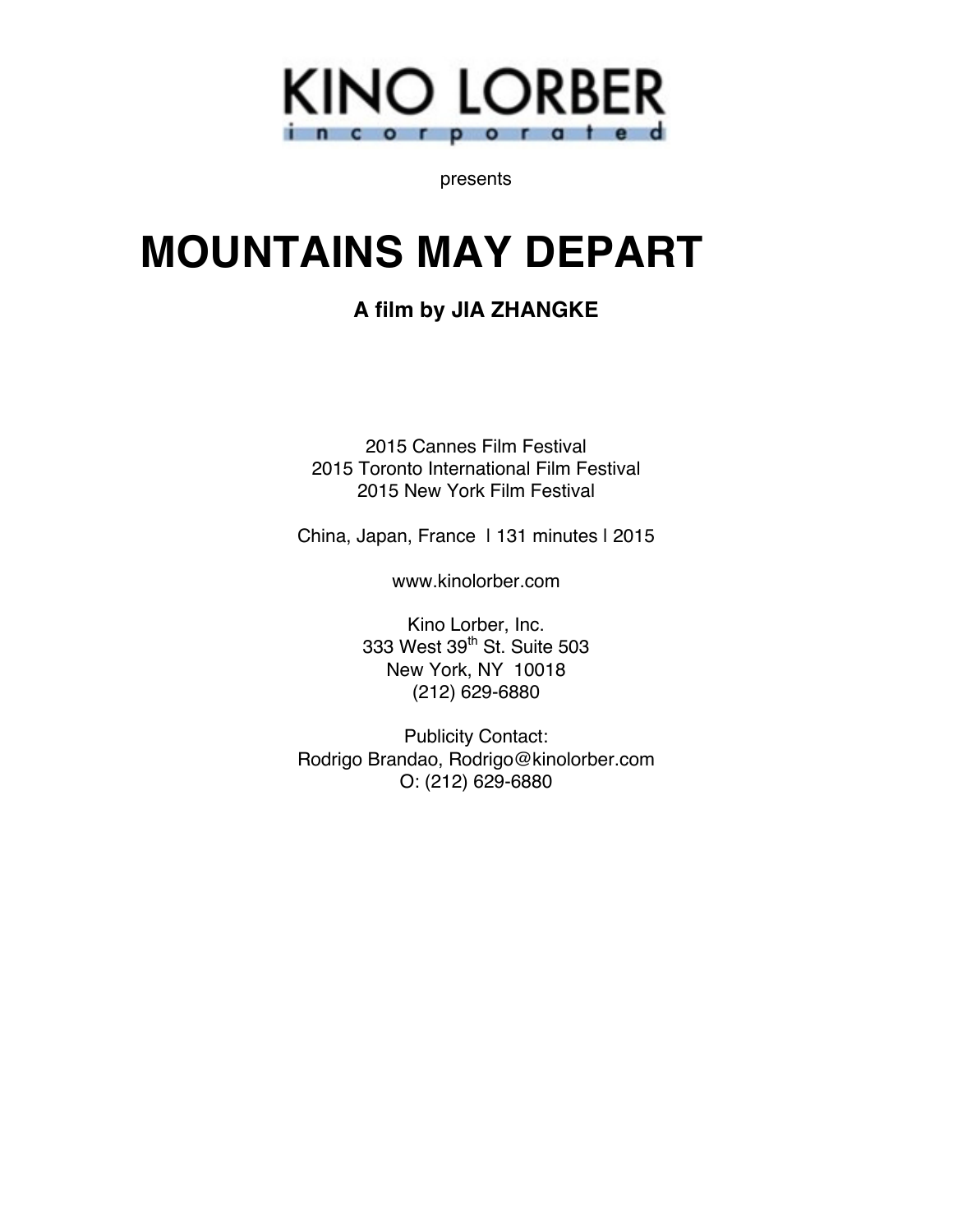KINO LORBER
incorporated

presents

# MOUNTAINS MAY DEPART

### A film by JIA ZHANGKE

2015 Cannes Film Festival
2015 Toronto International Film Festival
2015 New York Film Festival

China, Japan, France | 131 minutes | 2015

www.kinolorber.com

Kino Lorber, Inc.
333 West 39th St. Suite 503
New York, NY 10018
(212) 629-6880

Publicity Contact:
Rodrigo Brandao, Rodrigo@kinolorber.com
O: (212) 629-6880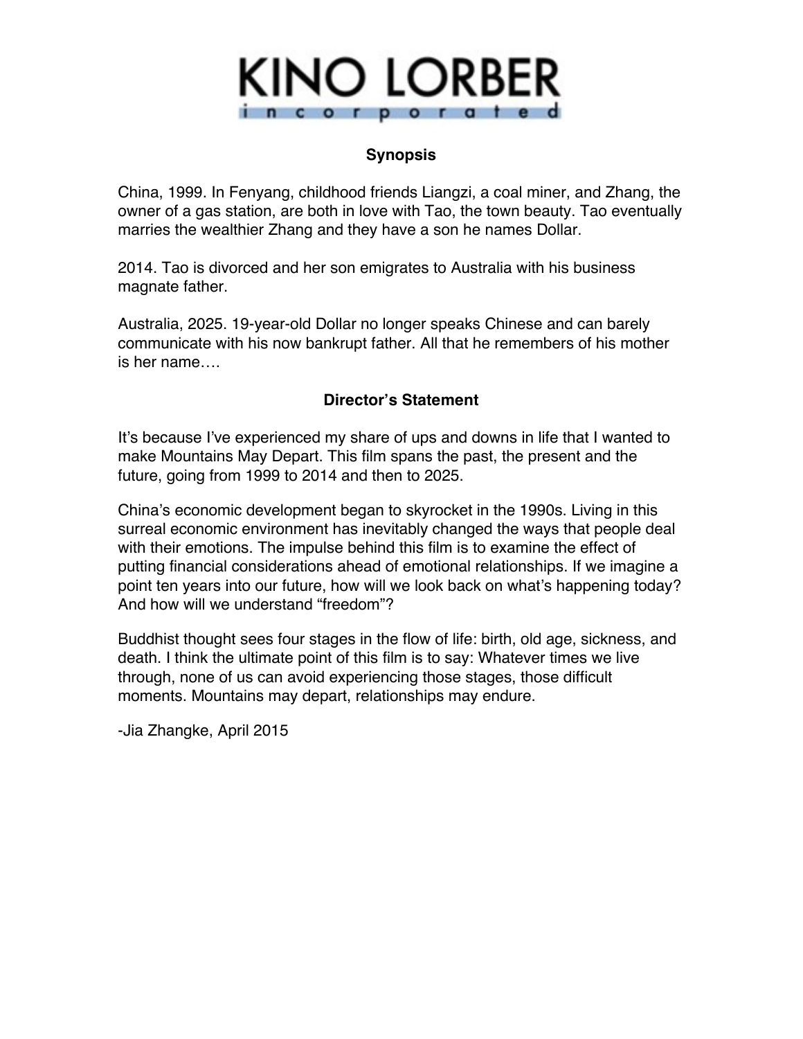KINO LORBER

incorporated

## Synopsis

China, 1999. In Fenyang, childhood friends Liangzi, a coal miner, and Zhang, the owner of a gas station, are both in love with Tao, the town beauty. Tao eventually marries the wealthier Zhang and they have a son he names Dollar.

2014. Tao is divorced and her son emigrates to Australia with his business magnate father.

Australia, 2025. 19-year-old Dollar no longer speaks Chinese and can barely communicate with his now bankrupt father. All that he remembers of his mother is her name….

## Director's Statement

It's because I've experienced my share of ups and downs in life that I wanted to make Mountains May Depart. This film spans the past, the present and the future, going from 1999 to 2014 and then to 2025.

China's economic development began to skyrocket in the 1990s. Living in this surreal economic environment has inevitably changed the ways that people deal with their emotions. The impulse behind this film is to examine the effect of putting financial considerations ahead of emotional relationships. If we imagine a point ten years into our future, how will we look back on what's happening today? And how will we understand "freedom"?

Buddhist thought sees four stages in the flow of life: birth, old age, sickness, and death. I think the ultimate point of this film is to say: Whatever times we live through, none of us can avoid experiencing those stages, those difficult moments. Mountains may depart, relationships may endure.

-Jia Zhangke, April 2015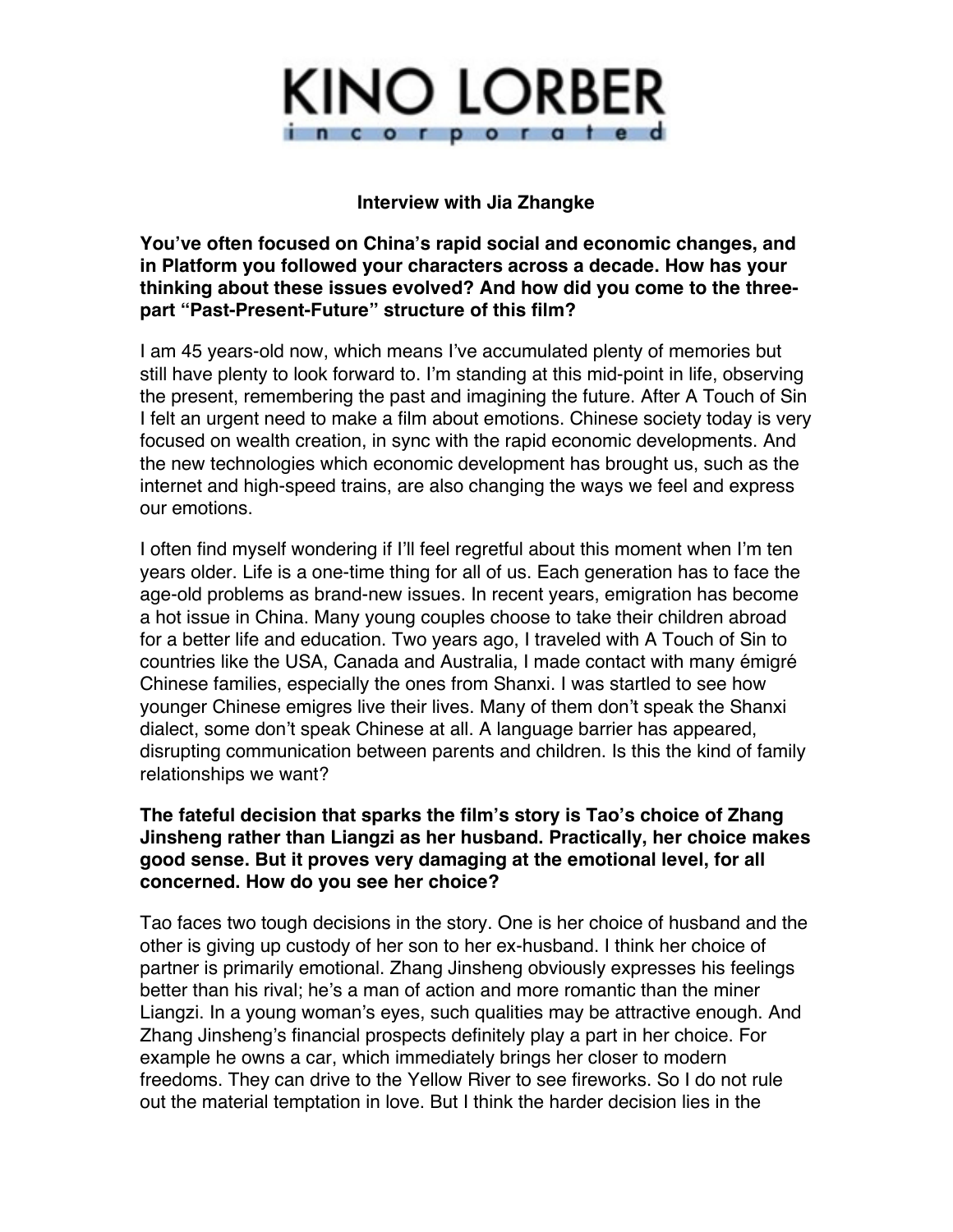# Interview with Jia Zhangke

**You've often focused on China's rapid social and economic changes, and in Platform you followed your characters across a decade. How has your thinking about these issues evolved? And how did you come to the three-part "Past-Present-Future" structure of this film?**

I am 45 years-old now, which means I've accumulated plenty of memories but still have plenty to look forward to. I'm standing at this mid-point in life, observing the present, remembering the past and imagining the future. After A Touch of Sin I felt an urgent need to make a film about emotions. Chinese society today is very focused on wealth creation, in sync with the rapid economic developments. And the new technologies which economic development has brought us, such as the internet and high-speed trains, are also changing the ways we feel and express our emotions.

I often find myself wondering if I'll feel regretful about this moment when I'm ten years older. Life is a one-time thing for all of us. Each generation has to face the age-old problems as brand-new issues. In recent years, emigration has become a hot issue in China. Many young couples choose to take their children abroad for a better life and education. Two years ago, I traveled with A Touch of Sin to countries like the USA, Canada and Australia, I made contact with many émigré Chinese families, especially the ones from Shanxi. I was startled to see how younger Chinese emigres live their lives. Many of them don't speak the Shanxi dialect, some don't speak Chinese at all. A language barrier has appeared, disrupting communication between parents and children. Is this the kind of family relationships we want?

**The fateful decision that sparks the film's story is Tao's choice of Zhang Jinsheng rather than Liangzi as her husband. Practically, her choice makes good sense. But it proves very damaging at the emotional level, for all concerned. How do you see her choice?**

Tao faces two tough decisions in the story. One is her choice of husband and the other is giving up custody of her son to her ex-husband. I think her choice of partner is primarily emotional. Zhang Jinsheng obviously expresses his feelings better than his rival; he's a man of action and more romantic than the miner Liangzi. In a young woman's eyes, such qualities may be attractive enough. And Zhang Jinsheng's financial prospects definitely play a part in her choice. For example he owns a car, which immediately brings her closer to modern freedoms. They can drive to the Yellow River to see fireworks. So I do not rule out the material temptation in love. But I think the harder decision lies in the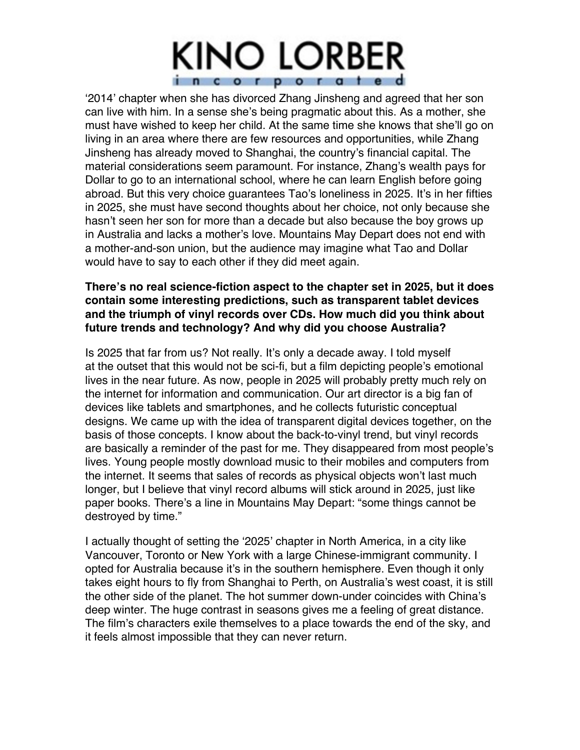'2014' chapter when she has divorced Zhang Jinsheng and agreed that her son can live with him. In a sense she's being pragmatic about this. As a mother, she must have wished to keep her child. At the same time she knows that she'll go on living in an area where there are few resources and opportunities, while Zhang Jinsheng has already moved to Shanghai, the country's financial capital. The material considerations seem paramount. For instance, Zhang's wealth pays for Dollar to go to an international school, where he can learn English before going abroad. But this very choice guarantees Tao's loneliness in 2025. It's in her fifties in 2025, she must have second thoughts about her choice, not only because she hasn't seen her son for more than a decade but also because the boy grows up in Australia and lacks a mother's love. Mountains May Depart does not end with a mother-and-son union, but the audience may imagine what Tao and Dollar would have to say to each other if they did meet again.

**There's no real science-fiction aspect to the chapter set in 2025, but it does contain some interesting predictions, such as transparent tablet devices and the triumph of vinyl records over CDs. How much did you think about future trends and technology? And why did you choose Australia?**

Is 2025 that far from us? Not really. It's only a decade away. I told myself at the outset that this would not be sci-fi, but a film depicting people's emotional lives in the near future. As now, people in 2025 will probably pretty much rely on the internet for information and communication. Our art director is a big fan of devices like tablets and smartphones, and he collects futuristic conceptual designs. We came up with the idea of transparent digital devices together, on the basis of those concepts. I know about the back-to-vinyl trend, but vinyl records are basically a reminder of the past for me. They disappeared from most people's lives. Young people mostly download music to their mobiles and computers from the internet. It seems that sales of records as physical objects won't last much longer, but I believe that vinyl record albums will stick around in 2025, just like paper books. There's a line in Mountains May Depart: "some things cannot be destroyed by time."

I actually thought of setting the '2025' chapter in North America, in a city like Vancouver, Toronto or New York with a large Chinese-immigrant community. I opted for Australia because it's in the southern hemisphere. Even though it only takes eight hours to fly from Shanghai to Perth, on Australia's west coast, it is still the other side of the planet. The hot summer down-under coincides with China's deep winter. The huge contrast in seasons gives me a feeling of great distance. The film's characters exile themselves to a place towards the end of the sky, and it feels almost impossible that they can never return.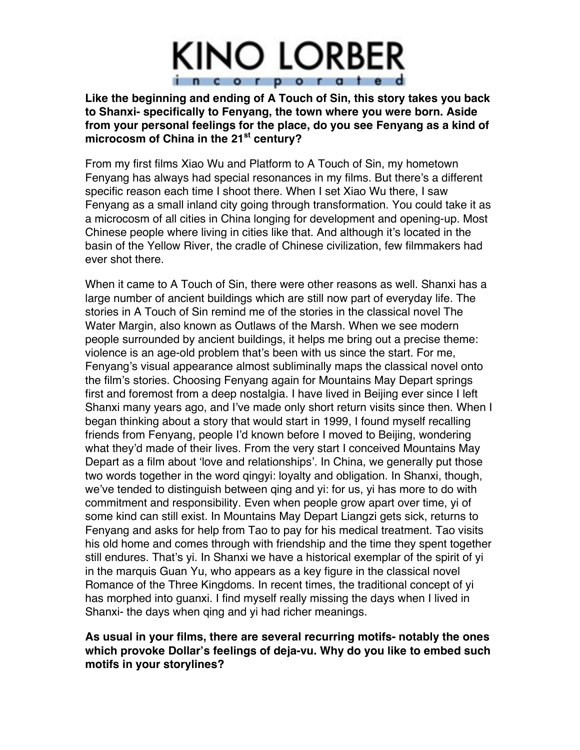**Like the beginning and ending of A Touch of Sin, this story takes you back to Shanxi- specifically to Fenyang, the town where you were born. Aside from your personal feelings for the place, do you see Fenyang as a kind of microcosm of China in the 21st century?**

From my first films Xiao Wu and Platform to A Touch of Sin, my hometown Fenyang has always had special resonances in my films. But there's a different specific reason each time I shoot there. When I set Xiao Wu there, I saw Fenyang as a small inland city going through transformation. You could take it as a microcosm of all cities in China longing for development and opening-up. Most Chinese people where living in cities like that. And although it's located in the basin of the Yellow River, the cradle of Chinese civilization, few filmmakers had ever shot there.

When it came to A Touch of Sin, there were other reasons as well. Shanxi has a large number of ancient buildings which are still now part of everyday life. The stories in A Touch of Sin remind me of the stories in the classical novel The Water Margin, also known as Outlaws of the Marsh. When we see modern people surrounded by ancient buildings, it helps me bring out a precise theme: violence is an age-old problem that's been with us since the start. For me, Fenyang's visual appearance almost subliminally maps the classical novel onto the film's stories. Choosing Fenyang again for Mountains May Depart springs first and foremost from a deep nostalgia. I have lived in Beijing ever since I left Shanxi many years ago, and I've made only short return visits since then. When I began thinking about a story that would start in 1999, I found myself recalling friends from Fenyang, people I'd known before I moved to Beijing, wondering what they'd made of their lives. From the very start I conceived Mountains May Depart as a film about 'love and relationships'. In China, we generally put those two words together in the word qingyi: loyalty and obligation. In Shanxi, though, we've tended to distinguish between qing and yi: for us, yi has more to do with commitment and responsibility. Even when people grow apart over time, yi of some kind can still exist. In Mountains May Depart Liangzi gets sick, returns to Fenyang and asks for help from Tao to pay for his medical treatment. Tao visits his old home and comes through with friendship and the time they spent together still endures. That's yi. In Shanxi we have a historical exemplar of the spirit of yi in the marquis Guan Yu, who appears as a key figure in the classical novel Romance of the Three Kingdoms. In recent times, the traditional concept of yi has morphed into guanxi. I find myself really missing the days when I lived in Shanxi- the days when qing and yi had richer meanings.

**As usual in your films, there are several recurring motifs- notably the ones which provoke Dollar's feelings of deja-vu. Why do you like to embed such motifs in your storylines?**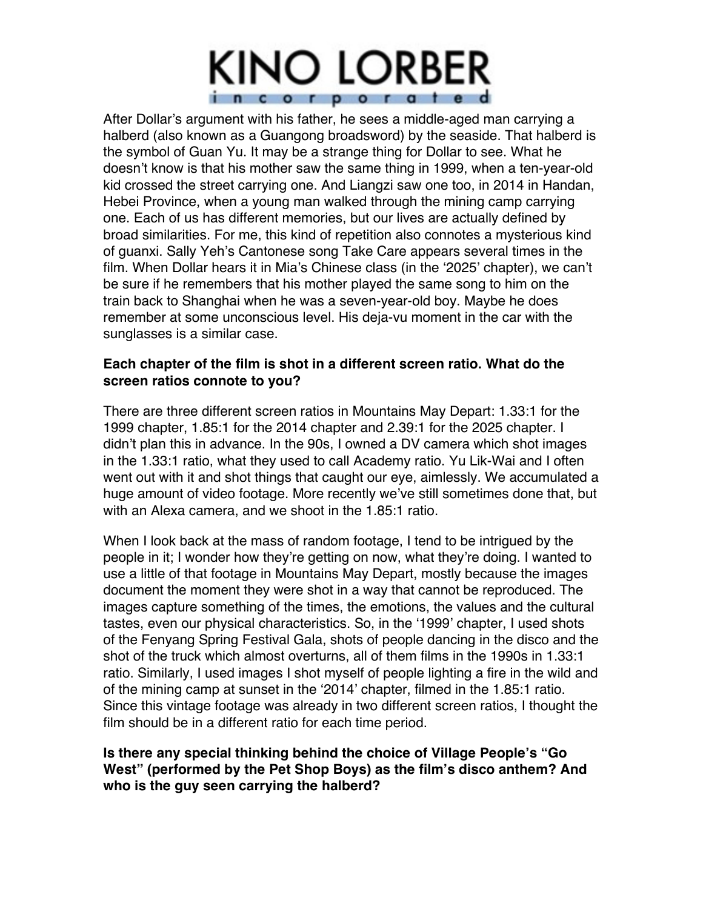After Dollar's argument with his father, he sees a middle-aged man carrying a halberd (also known as a Guangong broadsword) by the seaside. That halberd is the symbol of Guan Yu. It may be a strange thing for Dollar to see. What he doesn't know is that his mother saw the same thing in 1999, when a ten-year-old kid crossed the street carrying one. And Liangzi saw one too, in 2014 in Handan, Hebei Province, when a young man walked through the mining camp carrying one. Each of us has different memories, but our lives are actually defined by broad similarities. For me, this kind of repetition also connotes a mysterious kind of guanxi. Sally Yeh's Cantonese song Take Care appears several times in the film. When Dollar hears it in Mia's Chinese class (in the '2025' chapter), we can't be sure if he remembers that his mother played the same song to him on the train back to Shanghai when he was a seven-year-old boy. Maybe he does remember at some unconscious level. His deja-vu moment in the car with the sunglasses is a similar case.

**Each chapter of the film is shot in a different screen ratio. What do the screen ratios connote to you?**

There are three different screen ratios in Mountains May Depart: 1.33:1 for the 1999 chapter, 1.85:1 for the 2014 chapter and 2.39:1 for the 2025 chapter. I didn't plan this in advance. In the 90s, I owned a DV camera which shot images in the 1.33:1 ratio, what they used to call Academy ratio. Yu Lik-Wai and I often went out with it and shot things that caught our eye, aimlessly. We accumulated a huge amount of video footage. More recently we've still sometimes done that, but with an Alexa camera, and we shoot in the 1.85:1 ratio.

When I look back at the mass of random footage, I tend to be intrigued by the people in it; I wonder how they're getting on now, what they're doing. I wanted to use a little of that footage in Mountains May Depart, mostly because the images document the moment they were shot in a way that cannot be reproduced. The images capture something of the times, the emotions, the values and the cultural tastes, even our physical characteristics. So, in the '1999' chapter, I used shots of the Fenyang Spring Festival Gala, shots of people dancing in the disco and the shot of the truck which almost overturns, all of them films in the 1990s in 1.33:1 ratio. Similarly, I used images I shot myself of people lighting a fire in the wild and of the mining camp at sunset in the '2014' chapter, filmed in the 1.85:1 ratio. Since this vintage footage was already in two different screen ratios, I thought the film should be in a different ratio for each time period.

**Is there any special thinking behind the choice of Village People's "Go West" (performed by the Pet Shop Boys) as the film's disco anthem? And who is the guy seen carrying the halberd?**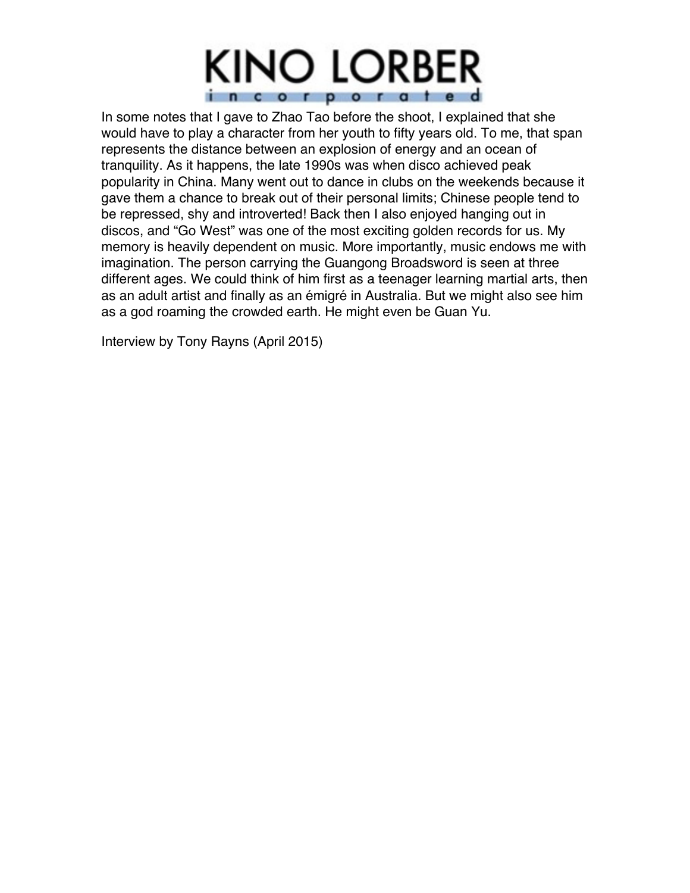In some notes that I gave to Zhao Tao before the shoot, I explained that she would have to play a character from her youth to fifty years old. To me, that span represents the distance between an explosion of energy and an ocean of tranquility. As it happens, the late 1990s was when disco achieved peak popularity in China. Many went out to dance in clubs on the weekends because it gave them a chance to break out of their personal limits; Chinese people tend to be repressed, shy and introverted! Back then I also enjoyed hanging out in discos, and "Go West" was one of the most exciting golden records for us. My memory is heavily dependent on music. More importantly, music endows me with imagination. The person carrying the Guangong Broadsword is seen at three different ages. We could think of him first as a teenager learning martial arts, then as an adult artist and finally as an émigré in Australia. But we might also see him as a god roaming the crowded earth. He might even be Guan Yu.

Interview by Tony Rayns (April 2015)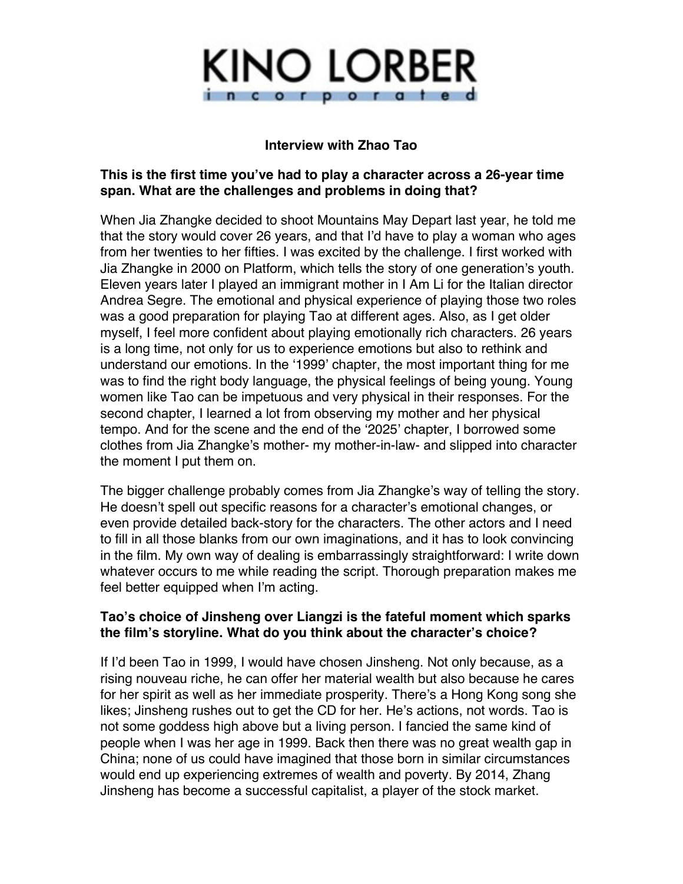# KINO LORBER

incorporated

**Interview with Zhao Tao**

**This is the first time you've had to play a character across a 26-year time span. What are the challenges and problems in doing that?**

When Jia Zhangke decided to shoot Mountains May Depart last year, he told me that the story would cover 26 years, and that I'd have to play a woman who ages from her twenties to her fifties. I was excited by the challenge. I first worked with Jia Zhangke in 2000 on Platform, which tells the story of one generation's youth. Eleven years later I played an immigrant mother in I Am Li for the Italian director Andrea Segre. The emotional and physical experience of playing those two roles was a good preparation for playing Tao at different ages. Also, as I get older myself, I feel more confident about playing emotionally rich characters. 26 years is a long time, not only for us to experience emotions but also to rethink and understand our emotions. In the '1999' chapter, the most important thing for me was to find the right body language, the physical feelings of being young. Young women like Tao can be impetuous and very physical in their responses. For the second chapter, I learned a lot from observing my mother and her physical tempo. And for the scene and the end of the '2025' chapter, I borrowed some clothes from Jia Zhangke's mother- my mother-in-law- and slipped into character the moment I put them on.

The bigger challenge probably comes from Jia Zhangke's way of telling the story. He doesn't spell out specific reasons for a character's emotional changes, or even provide detailed back-story for the characters. The other actors and I need to fill in all those blanks from our own imaginations, and it has to look convincing in the film. My own way of dealing is embarrassingly straightforward: I write down whatever occurs to me while reading the script. Thorough preparation makes me feel better equipped when I'm acting.

**Tao's choice of Jinsheng over Liangzi is the fateful moment which sparks the film's storyline. What do you think about the character's choice?**

If I'd been Tao in 1999, I would have chosen Jinsheng. Not only because, as a rising nouveau riche, he can offer her material wealth but also because he cares for her spirit as well as her immediate prosperity. There's a Hong Kong song she likes; Jinsheng rushes out to get the CD for her. He's actions, not words. Tao is not some goddess high above but a living person. I fancied the same kind of people when I was her age in 1999. Back then there was no great wealth gap in China; none of us could have imagined that those born in similar circumstances would end up experiencing extremes of wealth and poverty. By 2014, Zhang Jinsheng has become a successful capitalist, a player of the stock market.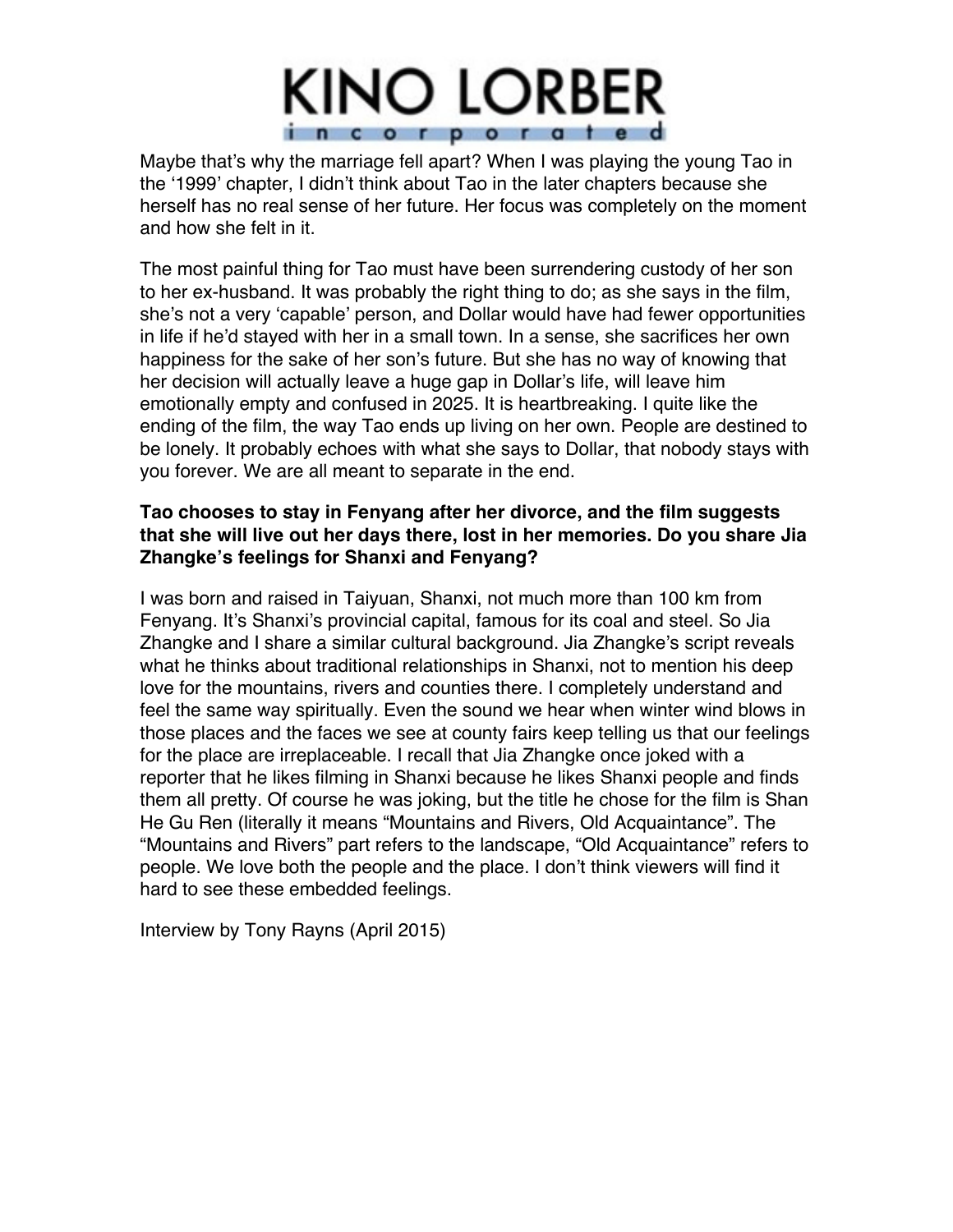Maybe that's why the marriage fell apart? When I was playing the young Tao in the '1999' chapter, I didn't think about Tao in the later chapters because she herself has no real sense of her future. Her focus was completely on the moment and how she felt in it.

The most painful thing for Tao must have been surrendering custody of her son to her ex-husband. It was probably the right thing to do; as she says in the film, she's not a very 'capable' person, and Dollar would have had fewer opportunities in life if he'd stayed with her in a small town. In a sense, she sacrifices her own happiness for the sake of her son's future. But she has no way of knowing that her decision will actually leave a huge gap in Dollar's life, will leave him emotionally empty and confused in 2025. It is heartbreaking. I quite like the ending of the film, the way Tao ends up living on her own. People are destined to be lonely. It probably echoes with what she says to Dollar, that nobody stays with you forever. We are all meant to separate in the end.

**Tao chooses to stay in Fenyang after her divorce, and the film suggests that she will live out her days there, lost in her memories. Do you share Jia Zhangke's feelings for Shanxi and Fenyang?**

I was born and raised in Taiyuan, Shanxi, not much more than 100 km from Fenyang. It's Shanxi's provincial capital, famous for its coal and steel. So Jia Zhangke and I share a similar cultural background. Jia Zhangke's script reveals what he thinks about traditional relationships in Shanxi, not to mention his deep love for the mountains, rivers and counties there. I completely understand and feel the same way spiritually. Even the sound we hear when winter wind blows in those places and the faces we see at county fairs keep telling us that our feelings for the place are irreplaceable. I recall that Jia Zhangke once joked with a reporter that he likes filming in Shanxi because he likes Shanxi people and finds them all pretty. Of course he was joking, but the title he chose for the film is Shan He Gu Ren (literally it means "Mountains and Rivers, Old Acquaintance". The "Mountains and Rivers" part refers to the landscape, "Old Acquaintance" refers to people. We love both the people and the place. I don't think viewers will find it hard to see these embedded feelings.

Interview by Tony Rayns (April 2015)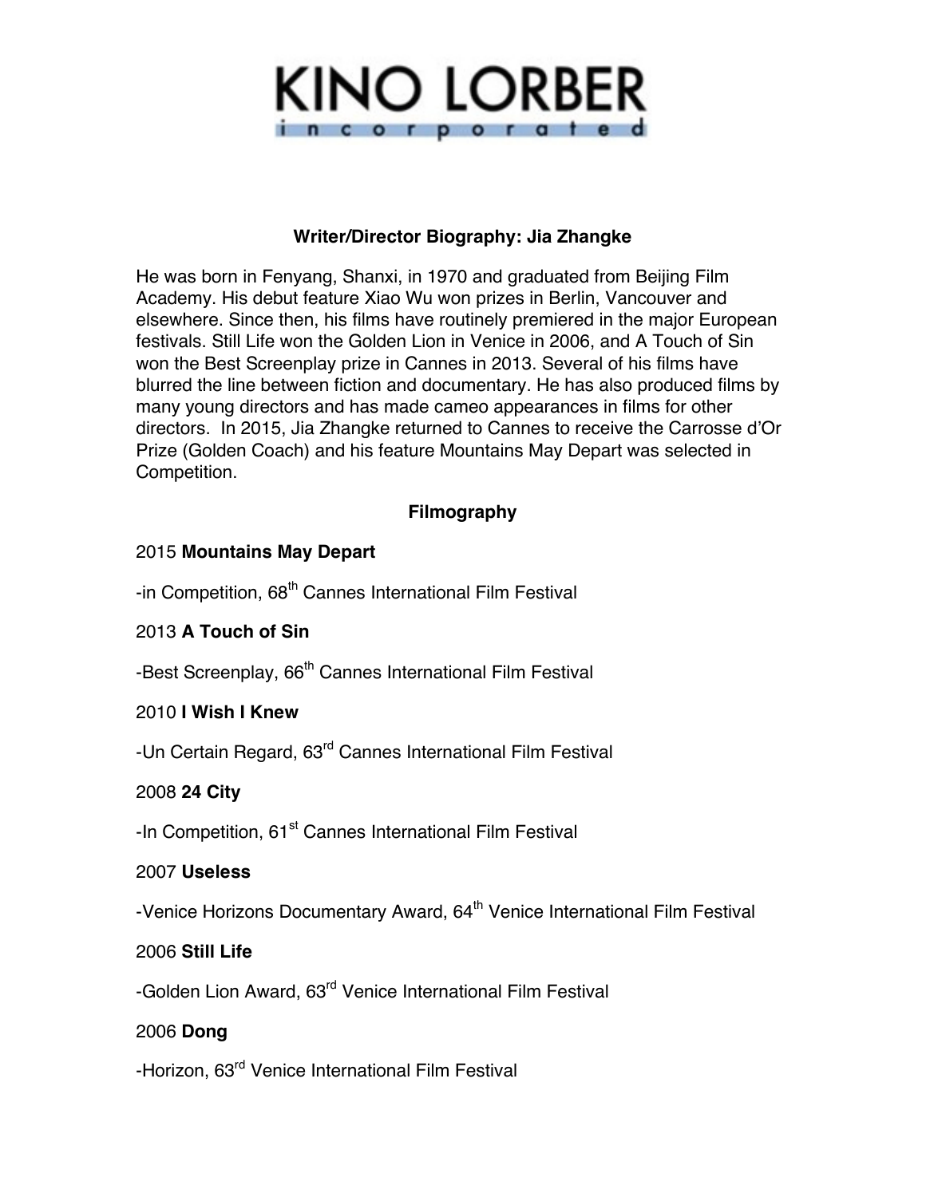KINO LORBER
incorporated

## Writer/Director Biography: Jia Zhangke

He was born in Fenyang, Shanxi, in 1970 and graduated from Beijing Film Academy. His debut feature Xiao Wu won prizes in Berlin, Vancouver and elsewhere. Since then, his films have routinely premiered in the major European festivals. Still Life won the Golden Lion in Venice in 2006, and A Touch of Sin won the Best Screenplay prize in Cannes in 2013. Several of his films have blurred the line between fiction and documentary. He has also produced films by many young directors and has made cameo appearances in films for other directors. In 2015, Jia Zhangke returned to Cannes to receive the Carrosse d'Or Prize (Golden Coach) and his feature Mountains May Depart was selected in Competition.

## Filmography

2015 **Mountains May Depart**

-in Competition, 68th Cannes International Film Festival

2013 **A Touch of Sin**

-Best Screenplay, 66th Cannes International Film Festival

2010 **I Wish I Knew**

-Un Certain Regard, 63rd Cannes International Film Festival

2008 **24 City**

-In Competition, 61st Cannes International Film Festival

2007 **Useless**

-Venice Horizons Documentary Award, 64th Venice International Film Festival

2006 **Still Life**

-Golden Lion Award, 63rd Venice International Film Festival

2006 **Dong**

-Horizon, 63rd Venice International Film Festival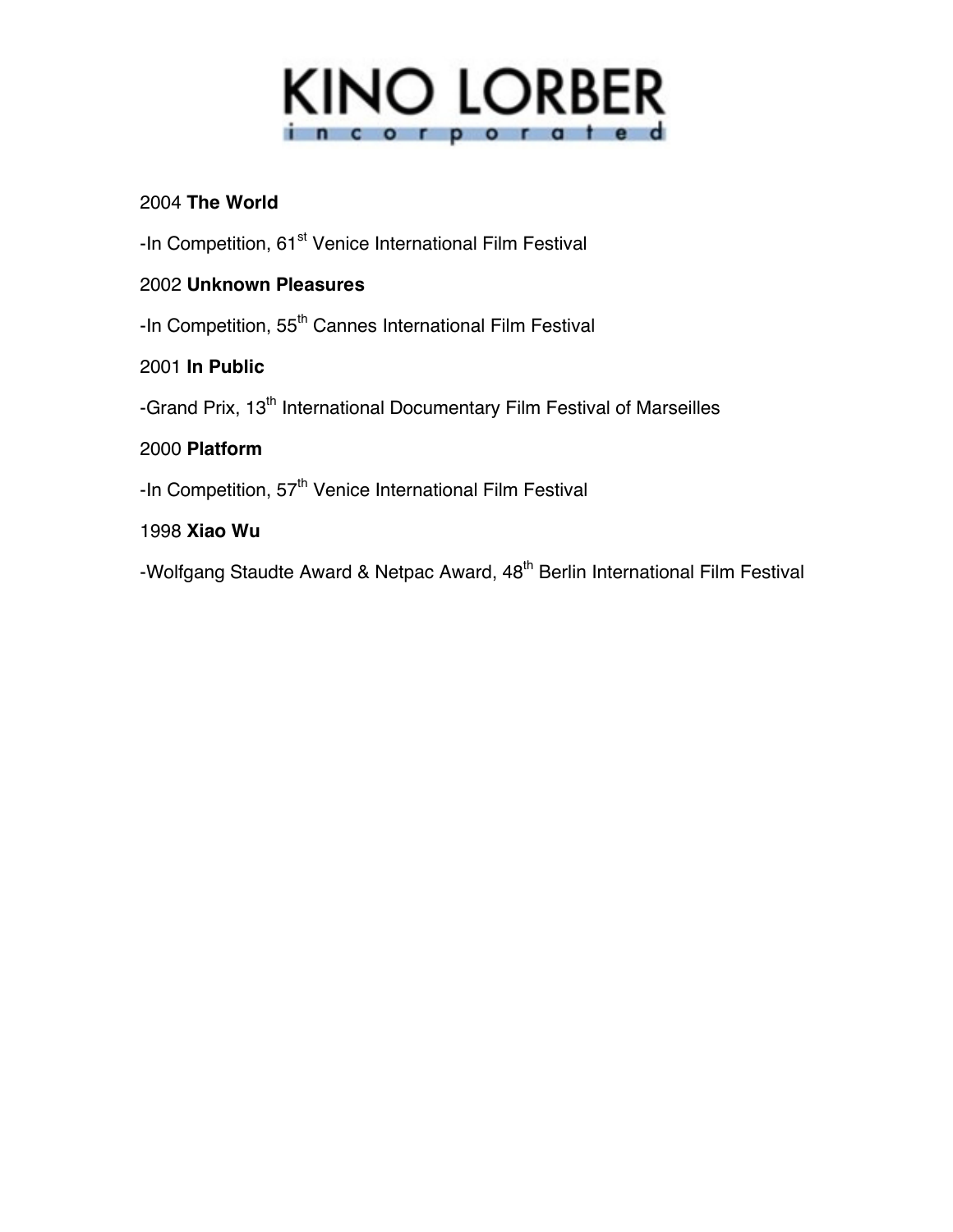KINO LORBER incorporated

2004 **The World**

-In Competition, 61st Venice International Film Festival

2002 **Unknown Pleasures**

-In Competition, 55th Cannes International Film Festival

2001 **In Public**

-Grand Prix, 13th International Documentary Film Festival of Marseilles

2000 **Platform**

-In Competition, 57th Venice International Film Festival

1998 **Xiao Wu**

-Wolfgang Staudte Award & Netpac Award, 48th Berlin International Film Festival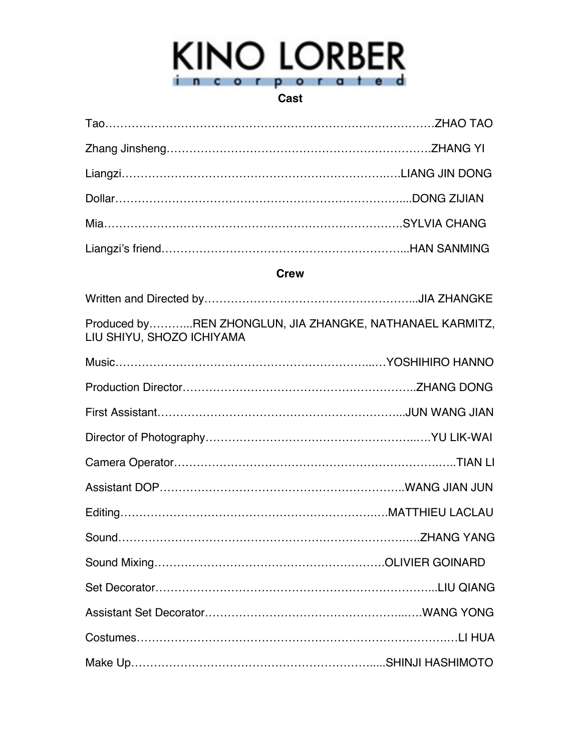KINO LORBER
incorporated

## Cast

Tao……………………………………………………………………………ZHAO TAO

Zhang Jinsheng…………………………………………………………….ZHANG YI

Liangzi………………………………………………………………….LIANG JIN DONG

Dollar…………………………………………………………………....DONG ZIJIAN

Mia…………………………………………………………………….SYLVIA CHANG

Liangzi's friend………………………………………………………...HAN SANMING

## Crew

Written and Directed by………………………………………………....JIA ZHANGKE

Produced by………..REN ZHONGLUN, JIA ZHANGKE, NATHANAEL KARMITZ, LIU SHIYU, SHOZO ICHIYAMA

Music…………………………………………………………...…YOSHIHIRO HANNO

Production Director……………………………………………………..ZHANG DONG

First Assistant………………………………………………………...JUN WANG JIAN

Director of Photography……………………………………………..….YU LIK-WAI

Camera Operator…………………………………………………………….…..TIAN LI

Assistant DOP………………………………………………………...WANG JIAN JUN

Editing……………………………………………………………..….MATTHIEU LACLAU

Sound………………………………………………………………….…..ZHANG YANG

Sound Mixing……………………………………………………OLIVIER GOINARD

Set Decorator……………………………………………………………...LIU QIANG

Assistant Set Decorator……………………………………………...….WANG YONG

Costumes……………………………………………………………….…LI HUA

Make Up………………………………………………………….....SHINJI HASHIMOTO